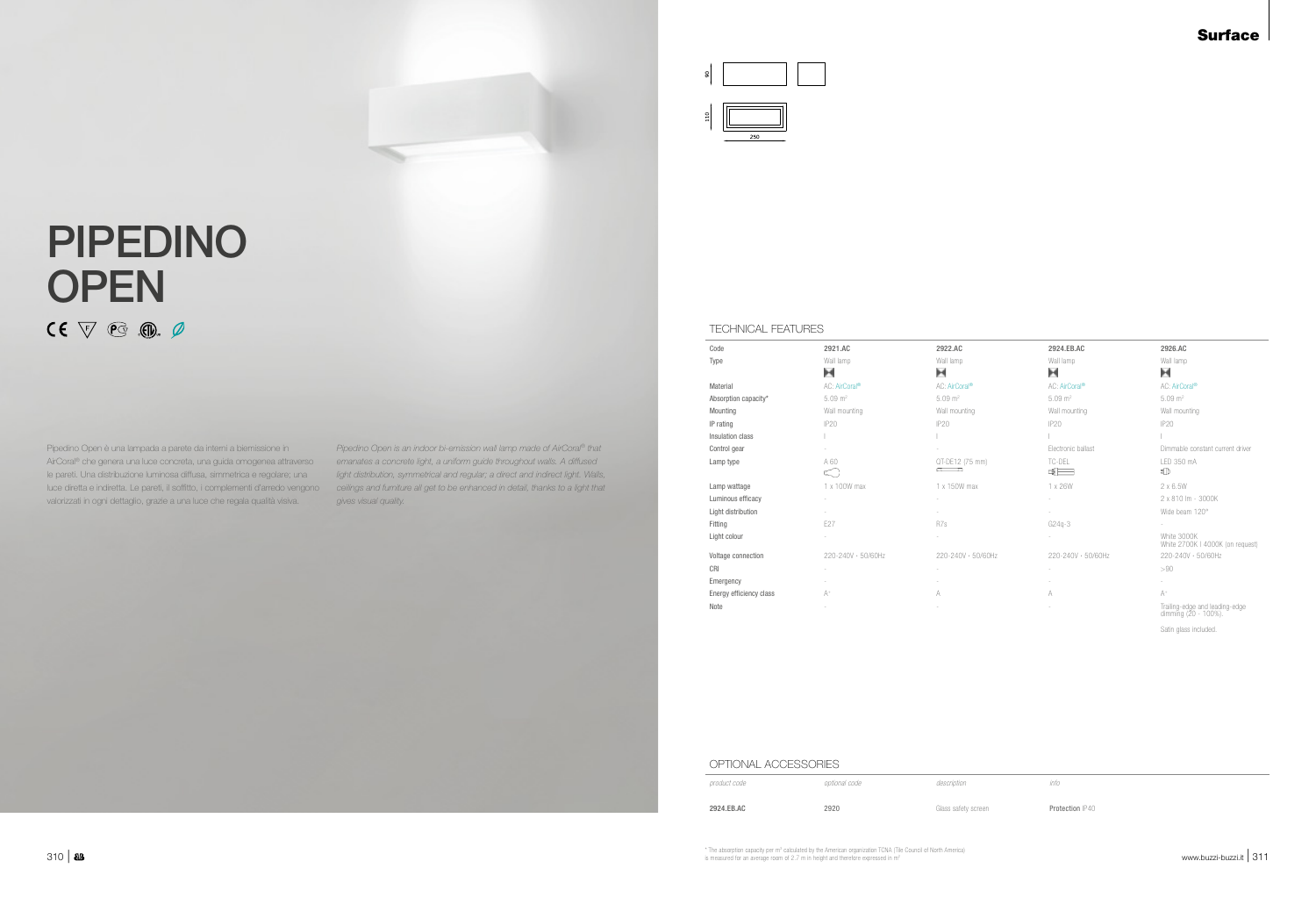Surface

# PIPEDINO OPEN

Pipedino Open è una lampada a parete da interni a biemissione in AirCoral® che genera una luce concreta, una guida omogenea attraverso le pareti. Una distribuzione luminosa diffusa, simmetrica e regolare; una luce diretta e indiretta. Le pareti, il soffitto, i complementi d'arredo vengono valorizzati in ogni dettaglio, grazie a una luce che regala qualità visiva.

*Pipedino Open is an indoor bi-emission wall lamp made of AirCoral® that emanates a concrete light, a uniform guide throughout walls. A diffused light distribution, symmetrical and regular; a direct and indirect light. Walls, ceilings and furniture all get to be enhanced in detail, thanks to a light that gives visual quality.*

90 | 110 | 250

## TECHNICAL FEATURES

| Code | 2921.AC | 2922.AC | 2924.EB.AC | 2926.AC |
|---|---|---|---|---|
| Type | Wall lamp | Wall lamp | Wall lamp | Wall lamp |
| Material | AC: AirCoral® | AC: AirCoral® | AC: AirCoral® | AC: AirCoral® |
| Absorption capacity* | 5.09 m² | 5.09 m² | 5.09 m² | 5.09 m² |
| Mounting | Wall mounting | Wall mounting | Wall mounting | Wall mounting |
| IP rating | IP20 | IP20 | IP20 | IP20 |
| Insulation class | I | I | I | I |
| Control gear | - | - | Electronic ballast | Dimmable constant current driver |
| Lamp type | A 60 | QT-DE12 (75 mm) | TC-DEL | LED 350 mA |
| Lamp wattage | 1 x 100W max | 1 x 150W max | 1 x 26W | 2 x 6.5W |
| Luminous efficacy | - | - | - | 2 x 810 lm - 3000K |
| Light distribution | - | - | - | Wide beam 120° |
| Fitting | E27 | R7s | G24q-3 | - |
| Light colour | - | - | - | White 3000K<br>White 2700K I 4000K (on request) |
| Voltage connection | 220-240V - 50/60Hz | 220-240V - 50/60Hz | 220-240V - 50/60Hz | 220-240V - 50/60Hz |
| CRI | - | - | - | >80 |
| Emergency | - | - | - | - |
| Energy efficiency class | A+ | A | A | A+ |
| Note | - | - | - | Trailing-edge and leading-edge dimming (20 - 100%).<br>Satin glass included. |

## OPTIONAL ACCESSORIES

| *product code* | *optional code* | *description* | *info* |
|---|---|---|---|
| 2924.EB.AC | 2920 | Glass safety screen | Protection IP40 |

* The absorption capacity per m² calculated by the American organization TCNA (Tile Council of North America) is measured for an average room of 2.7 m in height and therefore expressed in m²

www.buzzi-buzzi.it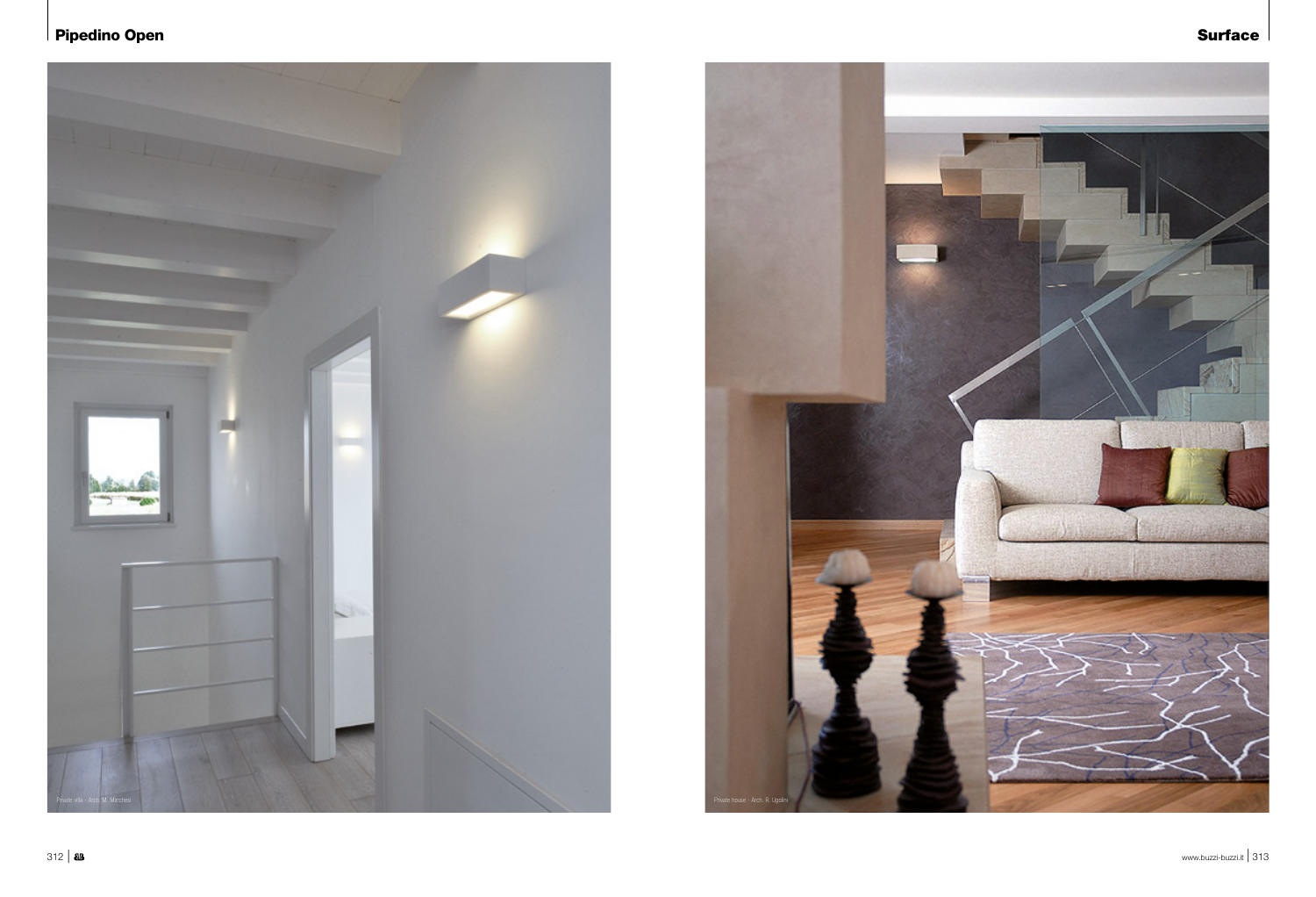## Pipedino Open

## Surface

Private villa - Arch. M. Marchesi

Private house - Arch. R. Ugolini